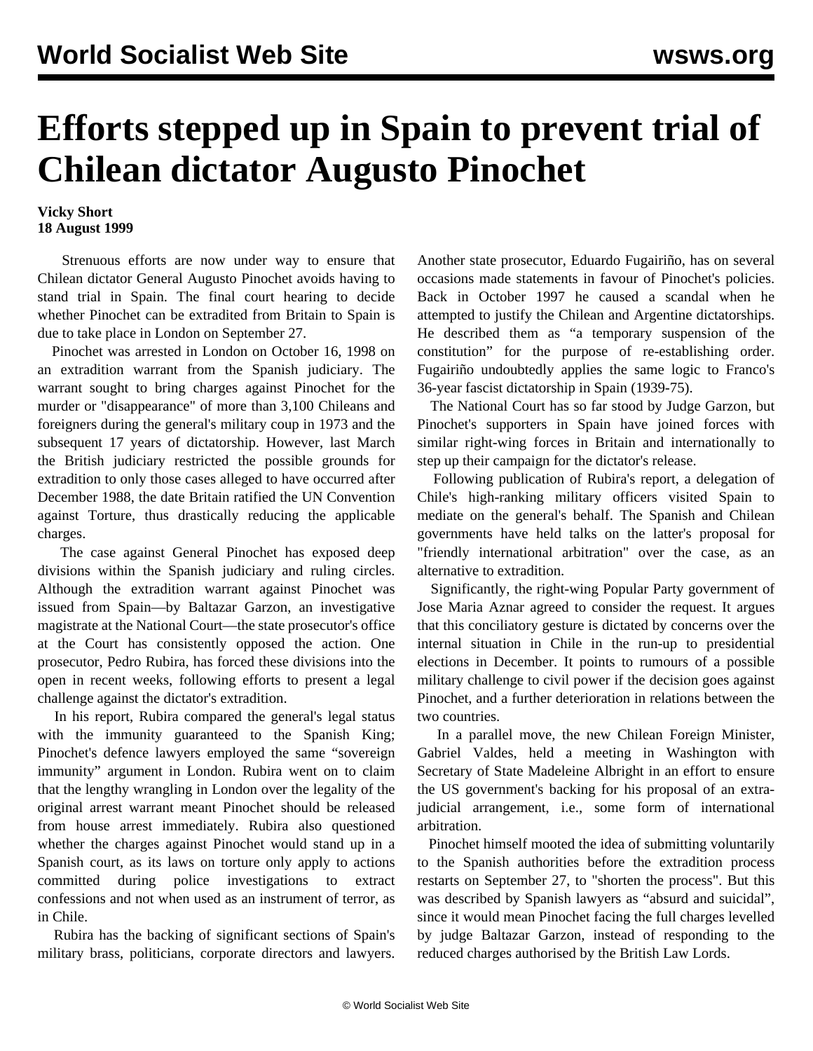# Efforts stepped up in Spain to prevent trial of Chilean dictator Augusto Pinochet

**Vicky Short**
**18 August 1999**

Strenuous efforts are now under way to ensure that Chilean dictator General Augusto Pinochet avoids having to stand trial in Spain. The final court hearing to decide whether Pinochet can be extradited from Britain to Spain is due to take place in London on September 27.

Pinochet was arrested in London on October 16, 1998 on an extradition warrant from the Spanish judiciary. The warrant sought to bring charges against Pinochet for the murder or "disappearance" of more than 3,100 Chileans and foreigners during the general's military coup in 1973 and the subsequent 17 years of dictatorship. However, last March the British judiciary restricted the possible grounds for extradition to only those cases alleged to have occurred after December 1988, the date Britain ratified the UN Convention against Torture, thus drastically reducing the applicable charges.

The case against General Pinochet has exposed deep divisions within the Spanish judiciary and ruling circles. Although the extradition warrant against Pinochet was issued from Spain—by Baltazar Garzon, an investigative magistrate at the National Court—the state prosecutor's office at the Court has consistently opposed the action. One prosecutor, Pedro Rubira, has forced these divisions into the open in recent weeks, following efforts to present a legal challenge against the dictator's extradition.

In his report, Rubira compared the general's legal status with the immunity guaranteed to the Spanish King; Pinochet's defence lawyers employed the same "sovereign immunity" argument in London. Rubira went on to claim that the lengthy wrangling in London over the legality of the original arrest warrant meant Pinochet should be released from house arrest immediately. Rubira also questioned whether the charges against Pinochet would stand up in a Spanish court, as its laws on torture only apply to actions committed during police investigations to extract confessions and not when used as an instrument of terror, as in Chile.

Rubira has the backing of significant sections of Spain's military brass, politicians, corporate directors and lawyers. Another state prosecutor, Eduardo Fugairiño, has on several occasions made statements in favour of Pinochet's policies. Back in October 1997 he caused a scandal when he attempted to justify the Chilean and Argentine dictatorships. He described them as "a temporary suspension of the constitution" for the purpose of re-establishing order. Fugairiño undoubtedly applies the same logic to Franco's 36-year fascist dictatorship in Spain (1939-75).

The National Court has so far stood by Judge Garzon, but Pinochet's supporters in Spain have joined forces with similar right-wing forces in Britain and internationally to step up their campaign for the dictator's release.

Following publication of Rubira's report, a delegation of Chile's high-ranking military officers visited Spain to mediate on the general's behalf. The Spanish and Chilean governments have held talks on the latter's proposal for "friendly international arbitration" over the case, as an alternative to extradition.

Significantly, the right-wing Popular Party government of Jose Maria Aznar agreed to consider the request. It argues that this conciliatory gesture is dictated by concerns over the internal situation in Chile in the run-up to presidential elections in December. It points to rumours of a possible military challenge to civil power if the decision goes against Pinochet, and a further deterioration in relations between the two countries.

In a parallel move, the new Chilean Foreign Minister, Gabriel Valdes, held a meeting in Washington with Secretary of State Madeleine Albright in an effort to ensure the US government's backing for his proposal of an extra-judicial arrangement, i.e., some form of international arbitration.

Pinochet himself mooted the idea of submitting voluntarily to the Spanish authorities before the extradition process restarts on September 27, to "shorten the process". But this was described by Spanish lawyers as "absurd and suicidal", since it would mean Pinochet facing the full charges levelled by judge Baltazar Garzon, instead of responding to the reduced charges authorised by the British Law Lords.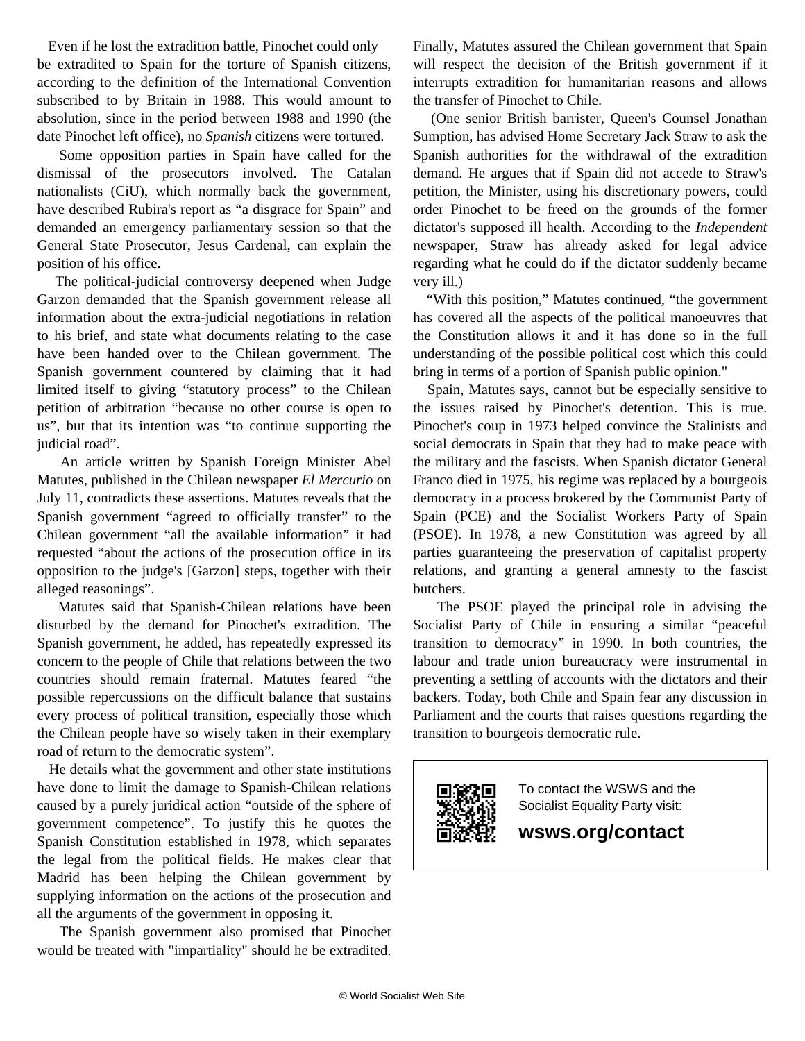Even if he lost the extradition battle, Pinochet could only be extradited to Spain for the torture of Spanish citizens, according to the definition of the International Convention subscribed to by Britain in 1988. This would amount to absolution, since in the period between 1988 and 1990 (the date Pinochet left office), no *Spanish* citizens were tortured.

Some opposition parties in Spain have called for the dismissal of the prosecutors involved. The Catalan nationalists (CiU), which normally back the government, have described Rubira's report as “a disgrace for Spain” and demanded an emergency parliamentary session so that the General State Prosecutor, Jesus Cardenal, can explain the position of his office.

The political-judicial controversy deepened when Judge Garzon demanded that the Spanish government release all information about the extra-judicial negotiations in relation to his brief, and state what documents relating to the case have been handed over to the Chilean government. The Spanish government countered by claiming that it had limited itself to giving “statutory process” to the Chilean petition of arbitration “because no other course is open to us”, but that its intention was “to continue supporting the judicial road”.

An article written by Spanish Foreign Minister Abel Matutes, published in the Chilean newspaper *El Mercurio* on July 11, contradicts these assertions. Matutes reveals that the Spanish government “agreed to officially transfer” to the Chilean government “all the available information” it had requested “about the actions of the prosecution office in its opposition to the judge's [Garzon] steps, together with their alleged reasonings”.

Matutes said that Spanish-Chilean relations have been disturbed by the demand for Pinochet's extradition. The Spanish government, he added, has repeatedly expressed its concern to the people of Chile that relations between the two countries should remain fraternal. Matutes feared “the possible repercussions on the difficult balance that sustains every process of political transition, especially those which the Chilean people have so wisely taken in their exemplary road of return to the democratic system”.

He details what the government and other state institutions have done to limit the damage to Spanish-Chilean relations caused by a purely juridical action “outside of the sphere of government competence”. To justify this he quotes the Spanish Constitution established in 1978, which separates the legal from the political fields. He makes clear that Madrid has been helping the Chilean government by supplying information on the actions of the prosecution and all the arguments of the government in opposing it.

The Spanish government also promised that Pinochet would be treated with "impartiality" should he be extradited. Finally, Matutes assured the Chilean government that Spain will respect the decision of the British government if it interrupts extradition for humanitarian reasons and allows the transfer of Pinochet to Chile.

(One senior British barrister, Queen's Counsel Jonathan Sumption, has advised Home Secretary Jack Straw to ask the Spanish authorities for the withdrawal of the extradition demand. He argues that if Spain did not accede to Straw's petition, the Minister, using his discretionary powers, could order Pinochet to be freed on the grounds of the former dictator's supposed ill health. According to the *Independent* newspaper, Straw has already asked for legal advice regarding what he could do if the dictator suddenly became very ill.)

“With this position,” Matutes continued, “the government has covered all the aspects of the political manoeuvres that the Constitution allows it and it has done so in the full understanding of the possible political cost which this could bring in terms of a portion of Spanish public opinion."

Spain, Matutes says, cannot but be especially sensitive to the issues raised by Pinochet's detention. This is true. Pinochet's coup in 1973 helped convince the Stalinists and social democrats in Spain that they had to make peace with the military and the fascists. When Spanish dictator General Franco died in 1975, his regime was replaced by a bourgeois democracy in a process brokered by the Communist Party of Spain (PCE) and the Socialist Workers Party of Spain (PSOE). In 1978, a new Constitution was agreed by all parties guaranteeing the preservation of capitalist property relations, and granting a general amnesty to the fascist butchers.

The PSOE played the principal role in advising the Socialist Party of Chile in ensuring a similar “peaceful transition to democracy” in 1990. In both countries, the labour and trade union bureaucracy were instrumental in preventing a settling of accounts with the dictators and their backers. Today, both Chile and Spain fear any discussion in Parliament and the courts that raises questions regarding the transition to bourgeois democratic rule.

To contact the WSWS and the Socialist Equality Party visit:

**wsws.org/contact**